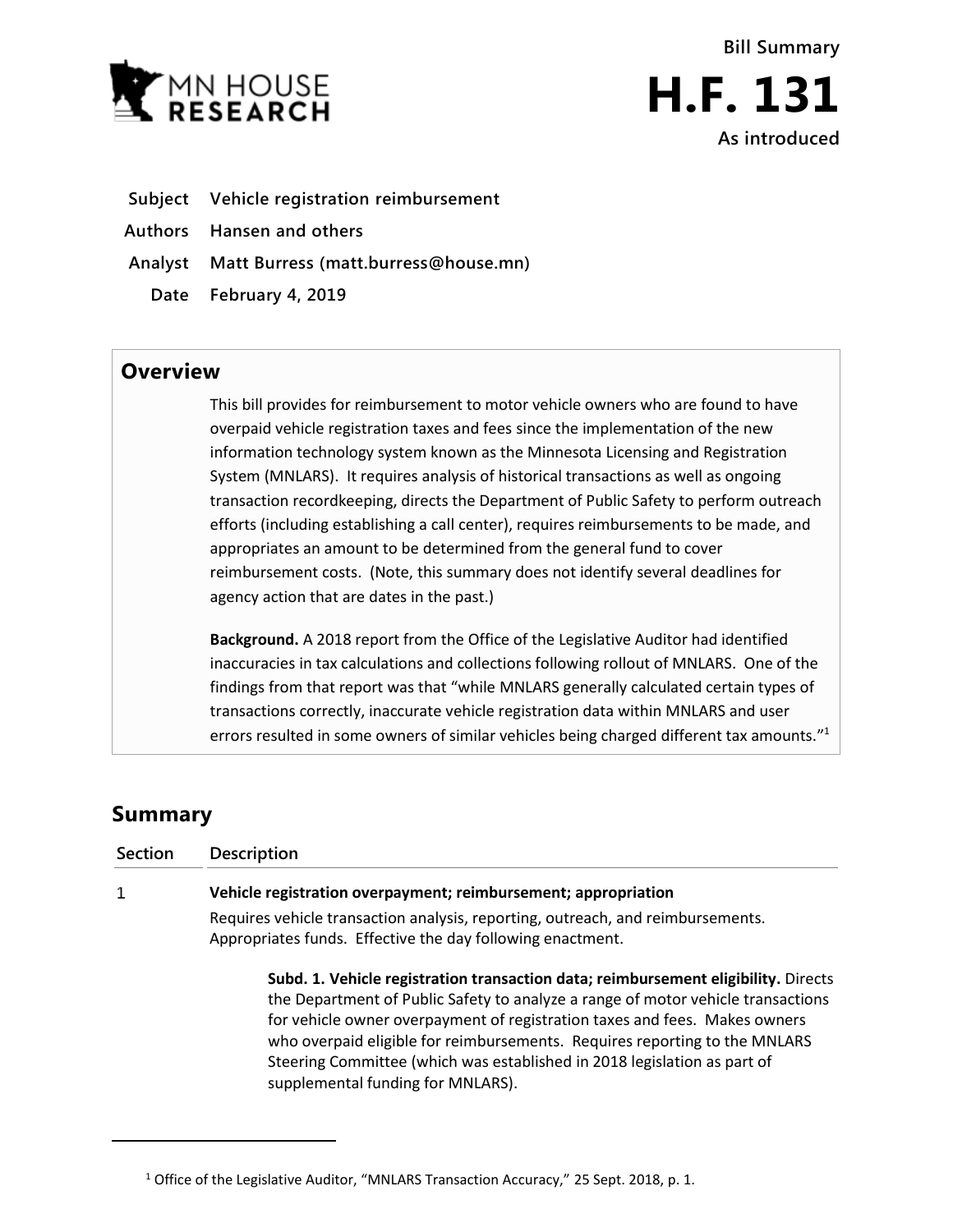MN HOUSE RESEARCH

# Bill Summary

# H.F. 131

**As introduced**

**Subject** Vehicle registration reimbursement

**Authors** Hansen and others

**Analyst** Matt Burress (matt.burress@house.mn)

**Date** February 4, 2019

## Overview

This bill provides for reimbursement to motor vehicle owners who are found to have overpaid vehicle registration taxes and fees since the implementation of the new information technology system known as the Minnesota Licensing and Registration System (MNLARS). It requires analysis of historical transactions as well as ongoing transaction recordkeeping, directs the Department of Public Safety to perform outreach efforts (including establishing a call center), requires reimbursements to be made, and appropriates an amount to be determined from the general fund to cover reimbursement costs. (Note, this summary does not identify several deadlines for agency action that are dates in the past.)

**Background.** A 2018 report from the Office of the Legislative Auditor had identified inaccuracies in tax calculations and collections following rollout of MNLARS. One of the findings from that report was that "while MNLARS generally calculated certain types of transactions correctly, inaccurate vehicle registration data within MNLARS and user errors resulted in some owners of similar vehicles being charged different tax amounts."[1]

## Summary

| Section | Description |
|---|---|
| 1 | **Vehicle registration overpayment; reimbursement; appropriation** |

Requires vehicle transaction analysis, reporting, outreach, and reimbursements. Appropriates funds. Effective the day following enactment.

**Subd. 1. Vehicle registration transaction data; reimbursement eligibility.** Directs the Department of Public Safety to analyze a range of motor vehicle transactions for vehicle owner overpayment of registration taxes and fees. Makes owners who overpaid eligible for reimbursements. Requires reporting to the MNLARS Steering Committee (which was established in 2018 legislation as part of supplemental funding for MNLARS).

[1] Office of the Legislative Auditor, "MNLARS Transaction Accuracy," 25 Sept. 2018, p. 1.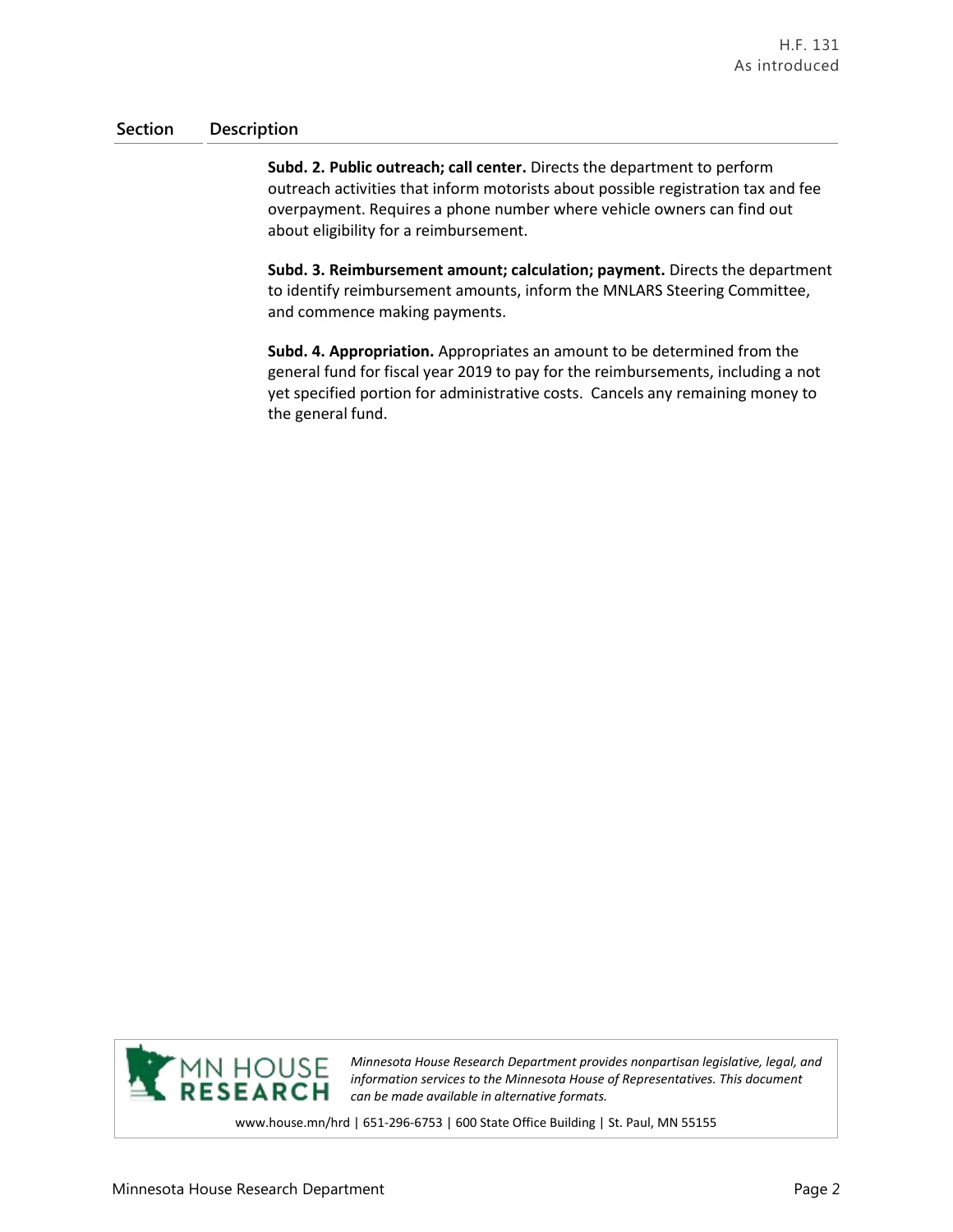| Section | Description |
| --- | --- |
| | **Subd. 2. Public outreach; call center.** Directs the department to perform outreach activities that inform motorists about possible registration tax and fee overpayment. Requires a phone number where vehicle owners can find out about eligibility for a reimbursement. |
| | **Subd. 3. Reimbursement amount; calculation; payment.** Directs the department to identify reimbursement amounts, inform the MNLARS Steering Committee, and commence making payments. |
| | **Subd. 4. Appropriation.** Appropriates an amount to be determined from the general fund for fiscal year 2019 to pay for the reimbursements, including a not yet specified portion for administrative costs. Cancels any remaining money to the general fund. |

MN HOUSE RESEARCH

*Minnesota House Research Department provides nonpartisan legislative, legal, and information services to the Minnesota House of Representatives. This document can be made available in alternative formats.*

www.house.mn/hrd | 651-296-6753 | 600 State Office Building | St. Paul, MN 55155